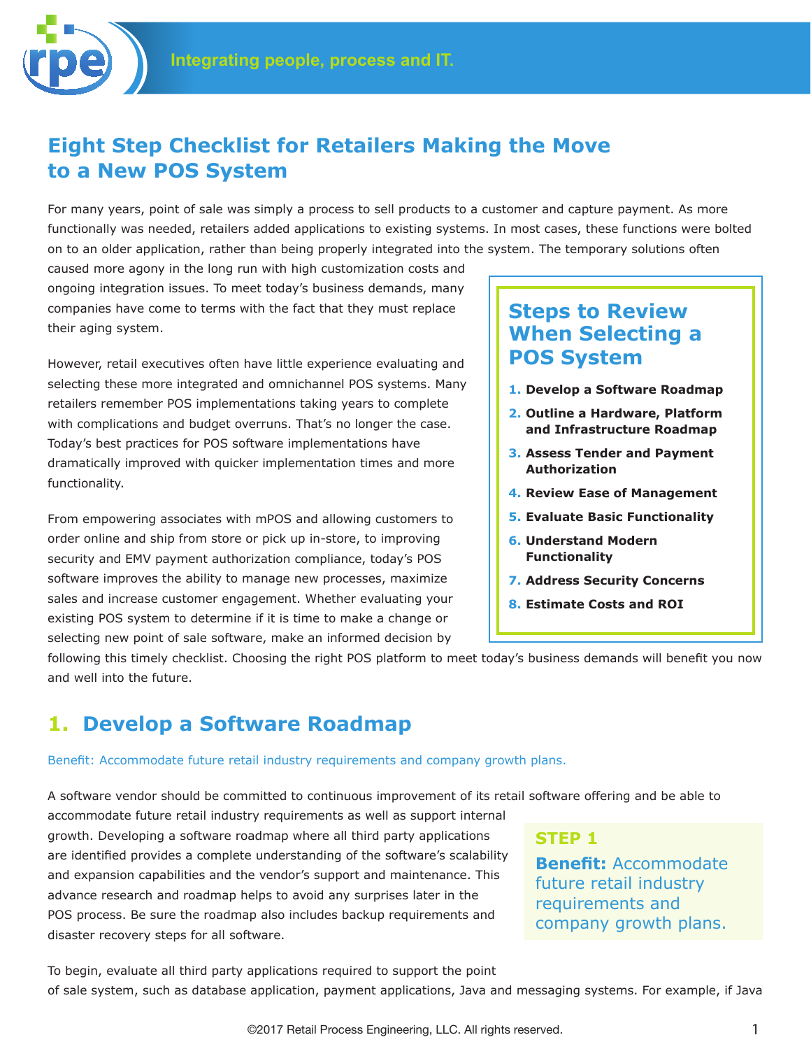Integrating people, process and IT.

# Eight Step Checklist for Retailers Making the Move to a New POS System

For many years, point of sale was simply a process to sell products to a customer and capture payment. As more functionally was needed, retailers added applications to existing systems. In most cases, these functions were bolted on to an older application, rather than being properly integrated into the system. The temporary solutions often caused more agony in the long run with high customization costs and ongoing integration issues. To meet today's business demands, many companies have come to terms with the fact that they must replace their aging system.

However, retail executives often have little experience evaluating and selecting these more integrated and omnichannel POS systems. Many retailers remember POS implementations taking years to complete with complications and budget overruns. That's no longer the case. Today's best practices for POS software implementations have dramatically improved with quicker implementation times and more functionality.

From empowering associates with mPOS and allowing customers to order online and ship from store or pick up in-store, to improving security and EMV payment authorization compliance, today's POS software improves the ability to manage new processes, maximize sales and increase customer engagement. Whether evaluating your existing POS system to determine if it is time to make a change or selecting new point of sale software, make an informed decision by following this timely checklist. Choosing the right POS platform to meet today's business demands will benefit you now and well into the future.

### Steps to Review When Selecting a POS System

1. **Develop a Software Roadmap**
2. **Outline a Hardware, Platform and Infrastructure Roadmap**
3. **Assess Tender and Payment Authorization**
4. **Review Ease of Management**
5. **Evaluate Basic Functionality**
6. **Understand Modern Functionality**
7. **Address Security Concerns**
8. **Estimate Costs and ROI**

## 1. Develop a Software Roadmap

Benefit: Accommodate future retail industry requirements and company growth plans.

A software vendor should be committed to continuous improvement of its retail software offering and be able to accommodate future retail industry requirements as well as support internal growth. Developing a software roadmap where all third party applications are identified provides a complete understanding of the software's scalability and expansion capabilities and the vendor's support and maintenance. This advance research and roadmap helps to avoid any surprises later in the POS process. Be sure the roadmap also includes backup requirements and disaster recovery steps for all software.

> **STEP 1**
> **Benefit:** Accommodate future retail industry requirements and company growth plans.

To begin, evaluate all third party applications required to support the point of sale system, such as database application, payment applications, Java and messaging systems. For example, if Java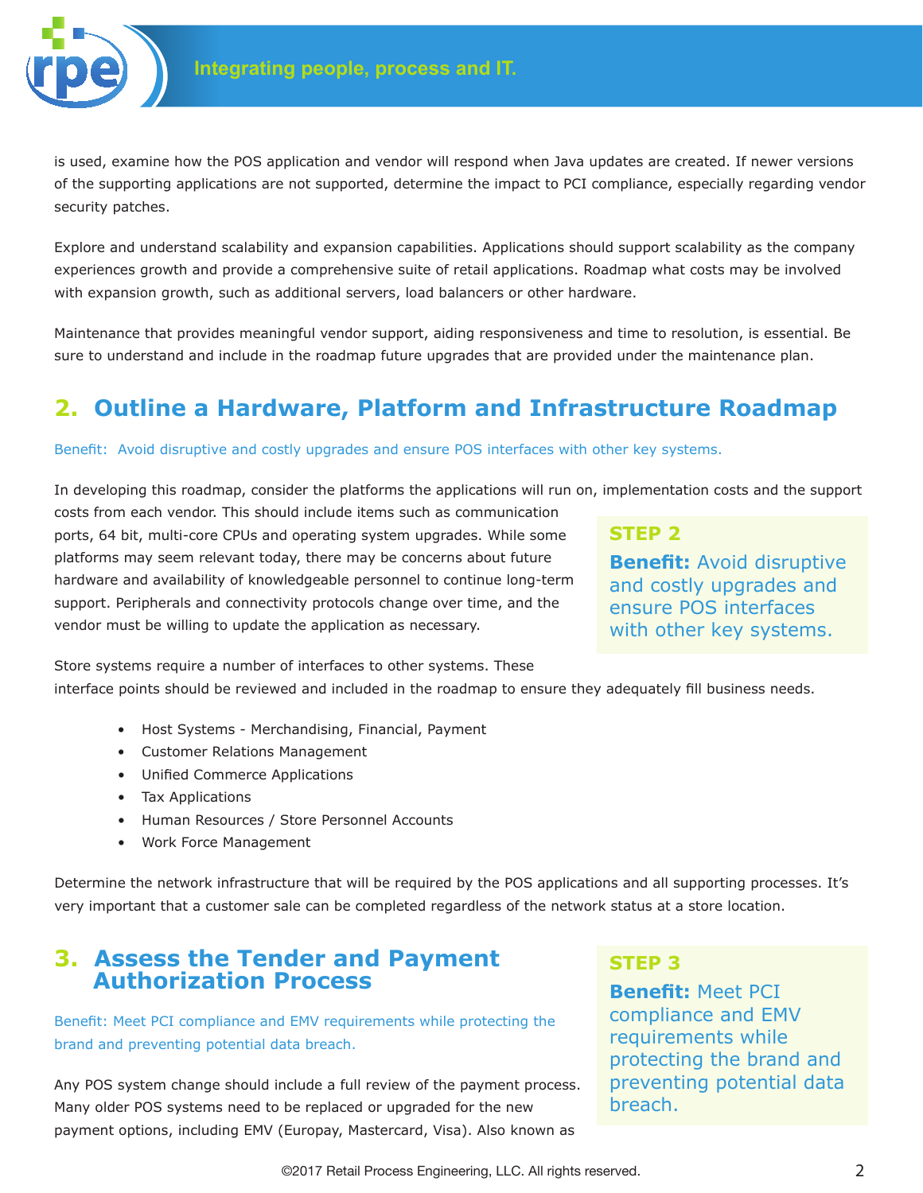is used, examine how the POS application and vendor will respond when Java updates are created. If newer versions of the supporting applications are not supported, determine the impact to PCI compliance, especially regarding vendor security patches.

Explore and understand scalability and expansion capabilities. Applications should support scalability as the company experiences growth and provide a comprehensive suite of retail applications. Roadmap what costs may be involved with expansion growth, such as additional servers, load balancers or other hardware.

Maintenance that provides meaningful vendor support, aiding responsiveness and time to resolution, is essential. Be sure to understand and include in the roadmap future upgrades that are provided under the maintenance plan.

## 2. Outline a Hardware, Platform and Infrastructure Roadmap

Benefit: Avoid disruptive and costly upgrades and ensure POS interfaces with other key systems.

In developing this roadmap, consider the platforms the applications will run on, implementation costs and the support costs from each vendor. This should include items such as communication ports, 64 bit, multi-core CPUs and operating system upgrades. While some platforms may seem relevant today, there may be concerns about future hardware and availability of knowledgeable personnel to continue long-term support. Peripherals and connectivity protocols change over time, and the vendor must be willing to update the application as necessary.

> **STEP 2**
>
> **Benefit:** Avoid disruptive and costly upgrades and ensure POS interfaces with other key systems.

Store systems require a number of interfaces to other systems. These interface points should be reviewed and included in the roadmap to ensure they adequately fill business needs.

- Host Systems - Merchandising, Financial, Payment
- Customer Relations Management
- Unified Commerce Applications
- Tax Applications
- Human Resources / Store Personnel Accounts
- Work Force Management

Determine the network infrastructure that will be required by the POS applications and all supporting processes. It's very important that a customer sale can be completed regardless of the network status at a store location.

## 3. Assess the Tender and Payment Authorization Process

Benefit: Meet PCI compliance and EMV requirements while protecting the brand and preventing potential data breach.

> **STEP 3**
>
> **Benefit:** Meet PCI compliance and EMV requirements while protecting the brand and preventing potential data breach.

Any POS system change should include a full review of the payment process. Many older POS systems need to be replaced or upgraded for the new payment options, including EMV (Europay, Mastercard, Visa). Also known as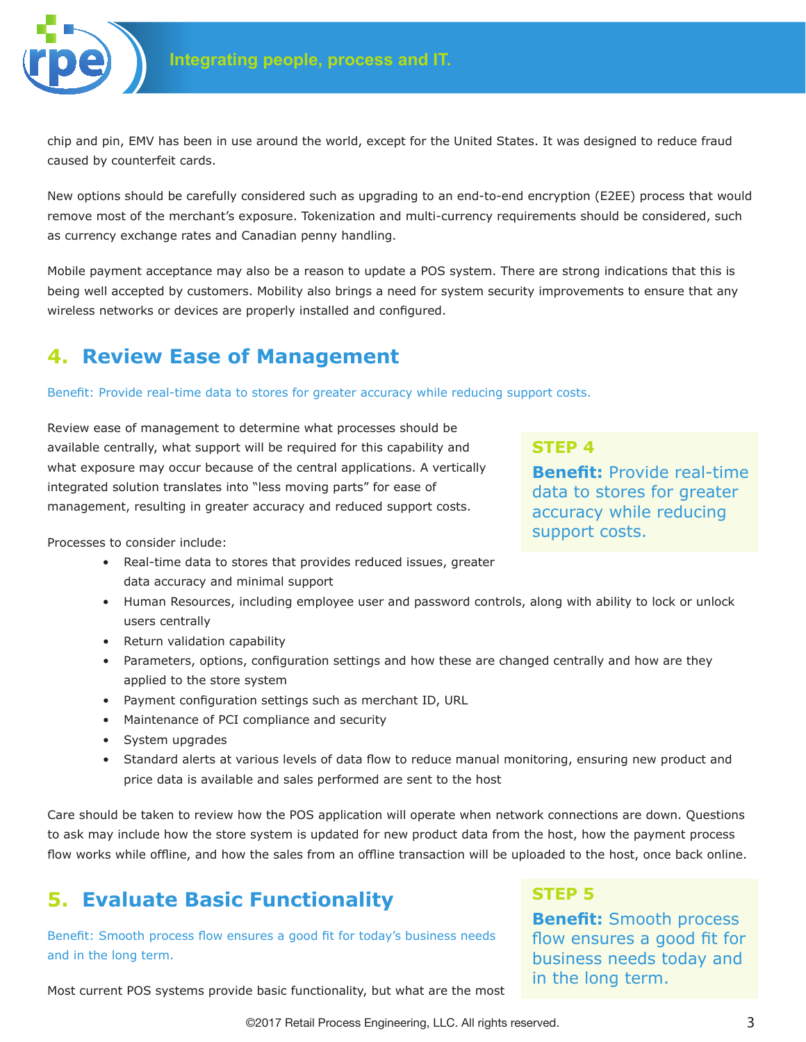chip and pin, EMV has been in use around the world, except for the United States. It was designed to reduce fraud caused by counterfeit cards.

New options should be carefully considered such as upgrading to an end-to-end encryption (E2EE) process that would remove most of the merchant's exposure. Tokenization and multi-currency requirements should be considered, such as currency exchange rates and Canadian penny handling.

Mobile payment acceptance may also be a reason to update a POS system. There are strong indications that this is being well accepted by customers. Mobility also brings a need for system security improvements to ensure that any wireless networks or devices are properly installed and configured.

## 4. Review Ease of Management

Benefit: Provide real-time data to stores for greater accuracy while reducing support costs.

Review ease of management to determine what processes should be available centrally, what support will be required for this capability and what exposure may occur because of the central applications. A vertically integrated solution translates into "less moving parts" for ease of management, resulting in greater accuracy and reduced support costs.

> **STEP 4**
>
> **Benefit:** Provide real-time data to stores for greater accuracy while reducing support costs.

Processes to consider include:

- Real-time data to stores that provides reduced issues, greater data accuracy and minimal support
- Human Resources, including employee user and password controls, along with ability to lock or unlock users centrally
- Return validation capability
- Parameters, options, configuration settings and how these are changed centrally and how are they applied to the store system
- Payment configuration settings such as merchant ID, URL
- Maintenance of PCI compliance and security
- System upgrades
- Standard alerts at various levels of data flow to reduce manual monitoring, ensuring new product and price data is available and sales performed are sent to the host

Care should be taken to review how the POS application will operate when network connections are down. Questions to ask may include how the store system is updated for new product data from the host, how the payment process flow works while offline, and how the sales from an offline transaction will be uploaded to the host, once back online.

## 5. Evaluate Basic Functionality

Benefit: Smooth process flow ensures a good fit for today's business needs and in the long term.

> **STEP 5**
>
> **Benefit:** Smooth process flow ensures a good fit for business needs today and in the long term.

Most current POS systems provide basic functionality, but what are the most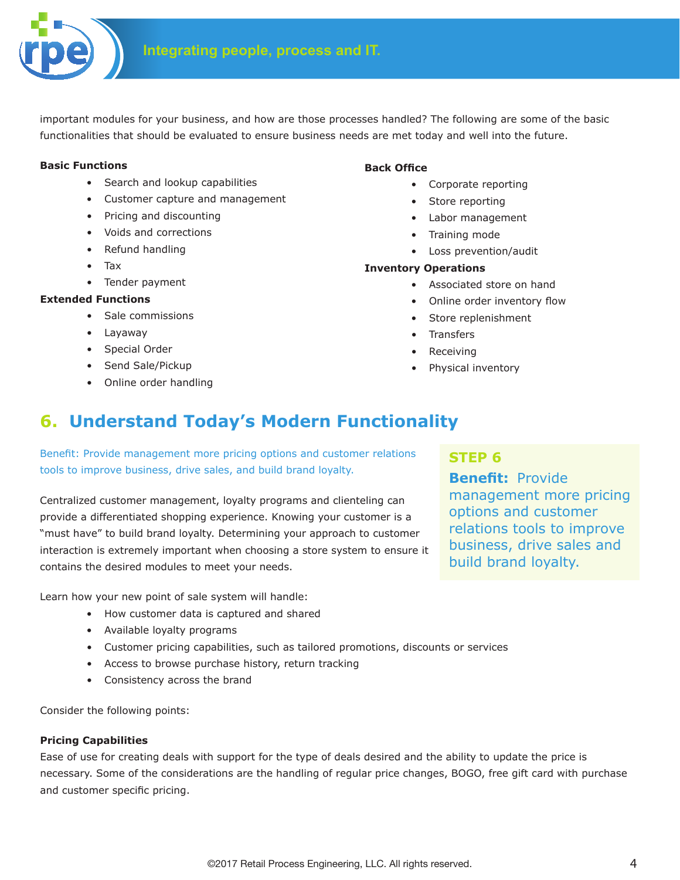important modules for your business, and how are those processes handled? The following are some of the basic functionalities that should be evaluated to ensure business needs are met today and well into the future.

**Basic Functions**

- Search and lookup capabilities
- Customer capture and management
- Pricing and discounting
- Voids and corrections
- Refund handling
- Tax
- Tender payment

**Extended Functions**

- Sale commissions
- Layaway
- Special Order
- Send Sale/Pickup
- Online order handling

**Back Office**

- Corporate reporting
- Store reporting
- Labor management
- Training mode
- Loss prevention/audit

**Inventory Operations**

- Associated store on hand
- Online order inventory flow
- Store replenishment
- Transfers
- Receiving
- Physical inventory

## 6. Understand Today's Modern Functionality

Benefit: Provide management more pricing options and customer relations tools to improve business, drive sales, and build brand loyalty.

Centralized customer management, loyalty programs and clienteling can provide a differentiated shopping experience. Knowing your customer is a "must have" to build brand loyalty. Determining your approach to customer interaction is extremely important when choosing a store system to ensure it contains the desired modules to meet your needs.

**STEP 6**

**Benefit:** Provide management more pricing options and customer relations tools to improve business, drive sales and build brand loyalty.

Learn how your new point of sale system will handle:

- How customer data is captured and shared
- Available loyalty programs
- Customer pricing capabilities, such as tailored promotions, discounts or services
- Access to browse purchase history, return tracking
- Consistency across the brand

Consider the following points:

**Pricing Capabilities**

Ease of use for creating deals with support for the type of deals desired and the ability to update the price is necessary. Some of the considerations are the handling of regular price changes, BOGO, free gift card with purchase and customer specific pricing.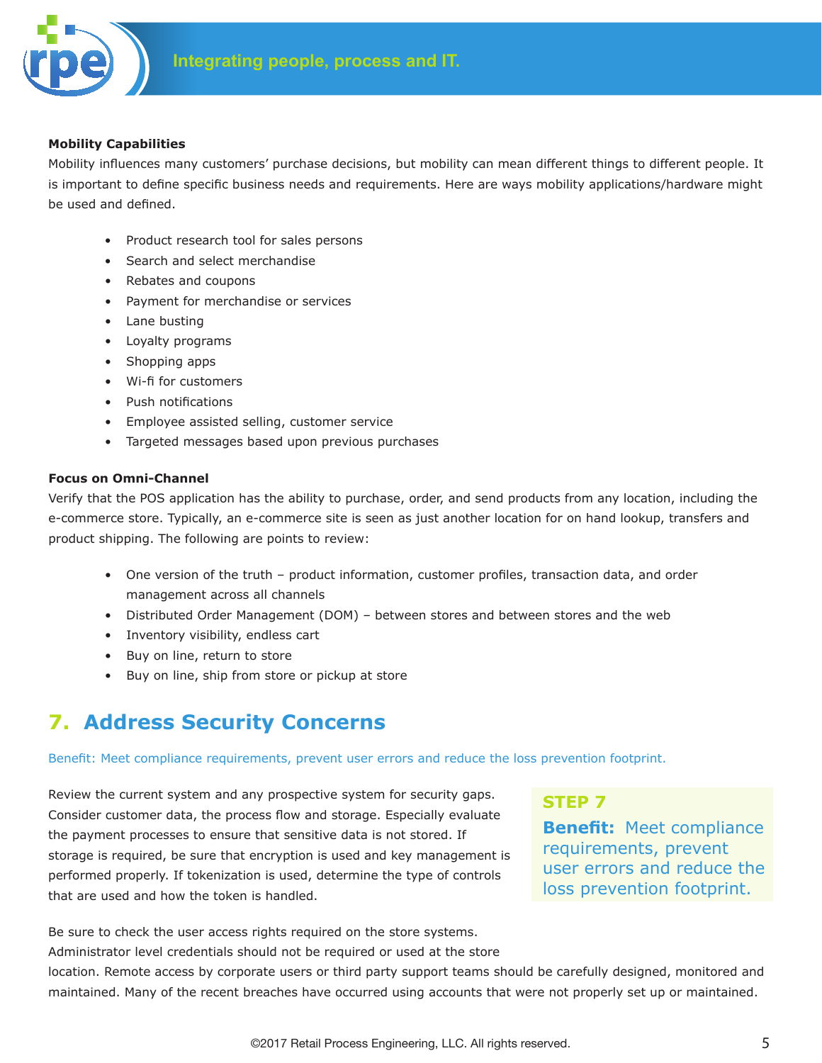**Mobility Capabilities**

Mobility influences many customers' purchase decisions, but mobility can mean different things to different people. It is important to define specific business needs and requirements. Here are ways mobility applications/hardware might be used and defined.

- Product research tool for sales persons
- Search and select merchandise
- Rebates and coupons
- Payment for merchandise or services
- Lane busting
- Loyalty programs
- Shopping apps
- Wi-fi for customers
- Push notifications
- Employee assisted selling, customer service
- Targeted messages based upon previous purchases

**Focus on Omni-Channel**

Verify that the POS application has the ability to purchase, order, and send products from any location, including the e-commerce store. Typically, an e-commerce site is seen as just another location for on hand lookup, transfers and product shipping. The following are points to review:

- One version of the truth – product information, customer profiles, transaction data, and order management across all channels
- Distributed Order Management (DOM) – between stores and between stores and the web
- Inventory visibility, endless cart
- Buy on line, return to store
- Buy on line, ship from store or pickup at store

## 7. Address Security Concerns

Benefit: Meet compliance requirements, prevent user errors and reduce the loss prevention footprint.

> **STEP 7**
>
> **Benefit:** Meet compliance requirements, prevent user errors and reduce the loss prevention footprint.

Review the current system and any prospective system for security gaps. Consider customer data, the process flow and storage. Especially evaluate the payment processes to ensure that sensitive data is not stored. If storage is required, be sure that encryption is used and key management is performed properly. If tokenization is used, determine the type of controls that are used and how the token is handled.

Be sure to check the user access rights required on the store systems. Administrator level credentials should not be required or used at the store location. Remote access by corporate users or third party support teams should be carefully designed, monitored and maintained. Many of the recent breaches have occurred using accounts that were not properly set up or maintained.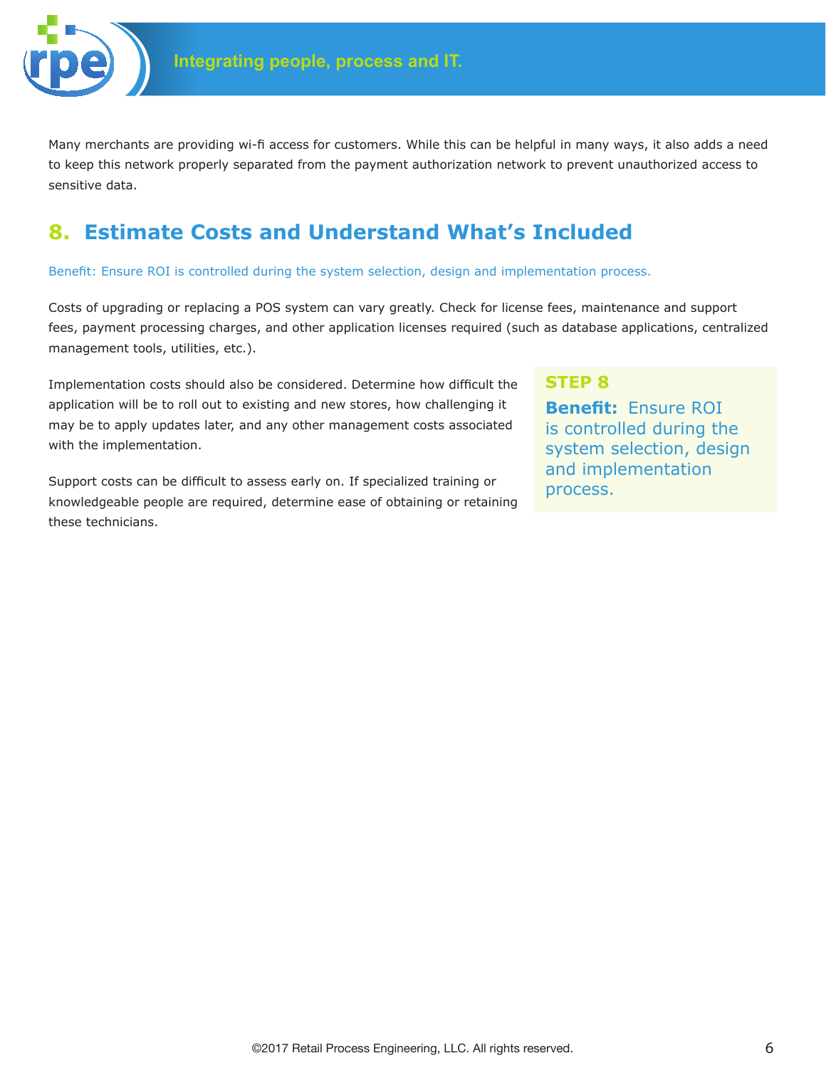Many merchants are providing wi-fi access for customers. While this can be helpful in many ways, it also adds a need to keep this network properly separated from the payment authorization network to prevent unauthorized access to sensitive data.

## 8. Estimate Costs and Understand What's Included

Benefit: Ensure ROI is controlled during the system selection, design and implementation process.

Costs of upgrading or replacing a POS system can vary greatly. Check for license fees, maintenance and support fees, payment processing charges, and other application licenses required (such as database applications, centralized management tools, utilities, etc.).

Implementation costs should also be considered. Determine how difficult the application will be to roll out to existing and new stores, how challenging it may be to apply updates later, and any other management costs associated with the implementation.

Support costs can be difficult to assess early on. If specialized training or knowledgeable people are required, determine ease of obtaining or retaining these technicians.

> **STEP 8**
>
> **Benefit:** Ensure ROI is controlled during the system selection, design and implementation process.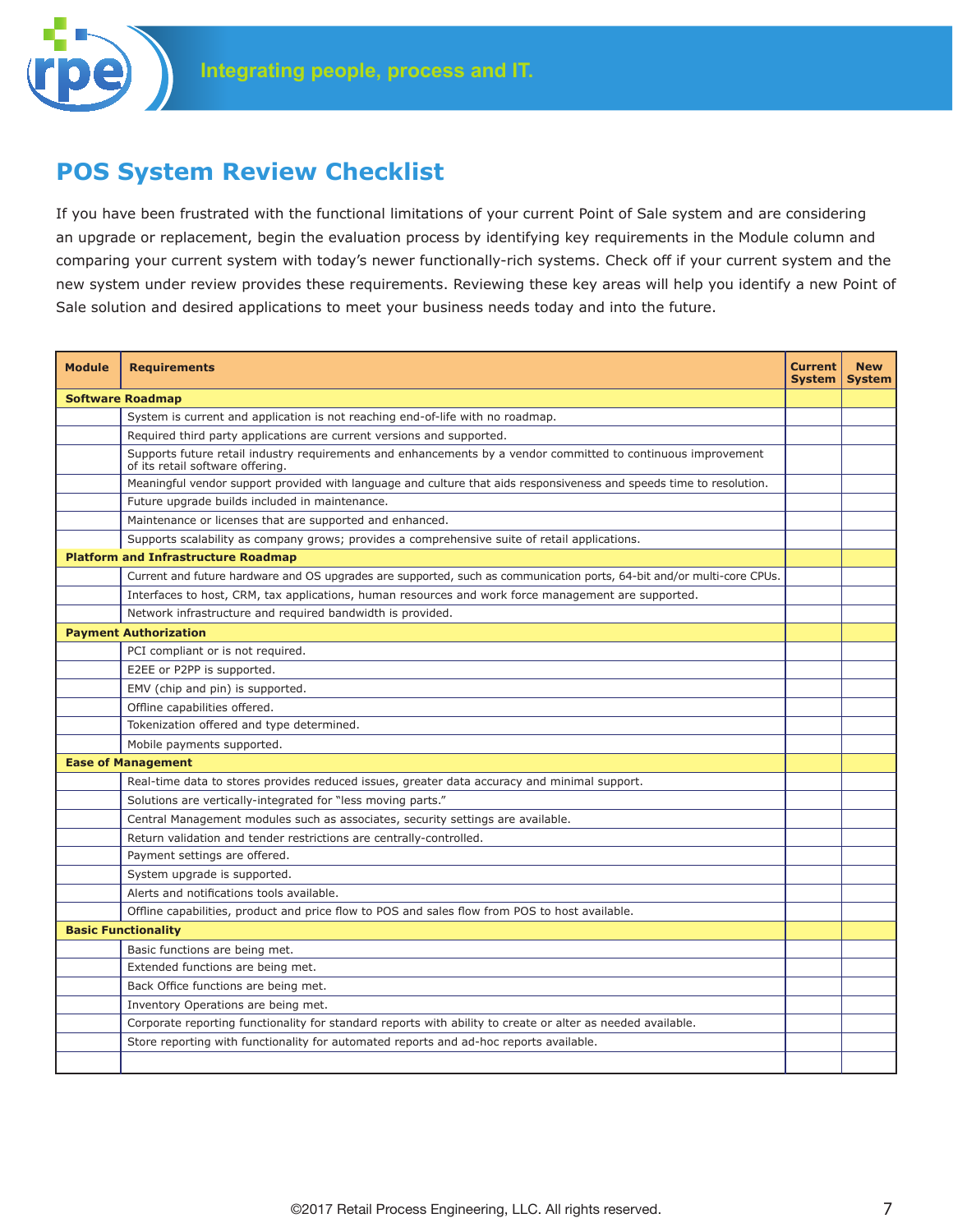## POS System Review Checklist

If you have been frustrated with the functional limitations of your current Point of Sale system and are considering an upgrade or replacement, begin the evaluation process by identifying key requirements in the Module column and comparing your current system with today's newer functionally-rich systems. Check off if your current system and the new system under review provides these requirements. Reviewing these key areas will help you identify a new Point of Sale solution and desired applications to meet your business needs today and into the future.

| Module | Requirements | Current System | New System |
|---|---|---|---|
| **Software Roadmap** | | | |
| | System is current and application is not reaching end-of-life with no roadmap. | | |
| | Required third party applications are current versions and supported. | | |
| | Supports future retail industry requirements and enhancements by a vendor committed to continuous improvement of its retail software offering. | | |
| | Meaningful vendor support provided with language and culture that aids responsiveness and speeds time to resolution. | | |
| | Future upgrade builds included in maintenance. | | |
| | Maintenance or licenses that are supported and enhanced. | | |
| | Supports scalability as company grows; provides a comprehensive suite of retail applications. | | |
| **Platform and Infrastructure Roadmap** | | | |
| | Current and future hardware and OS upgrades are supported, such as communication ports, 64-bit and/or multi-core CPUs. | | |
| | Interfaces to host, CRM, tax applications, human resources and work force management are supported. | | |
| | Network infrastructure and required bandwidth is provided. | | |
| **Payment Authorization** | | | |
| | PCI compliant or is not required. | | |
| | E2EE or P2PP is supported. | | |
| | EMV (chip and pin) is supported. | | |
| | Offline capabilities offered. | | |
| | Tokenization offered and type determined. | | |
| | Mobile payments supported. | | |
| **Ease of Management** | | | |
| | Real-time data to stores provides reduced issues, greater data accuracy and minimal support. | | |
| | Solutions are vertically-integrated for "less moving parts." | | |
| | Central Management modules such as associates, security settings are available. | | |
| | Return validation and tender restrictions are centrally-controlled. | | |
| | Payment settings are offered. | | |
| | System upgrade is supported. | | |
| | Alerts and notifications tools available. | | |
| | Offline capabilities, product and price flow to POS and sales flow from POS to host available. | | |
| **Basic Functionality** | | | |
| | Basic functions are being met. | | |
| | Extended functions are being met. | | |
| | Back Office functions are being met. | | |
| | Inventory Operations are being met. | | |
| | Corporate reporting functionality for standard reports with ability to create or alter as needed available. | | |
| | Store reporting with functionality for automated reports and ad-hoc reports available. | | |
| | | | |

©2017 Retail Process Engineering, LLC. All rights reserved.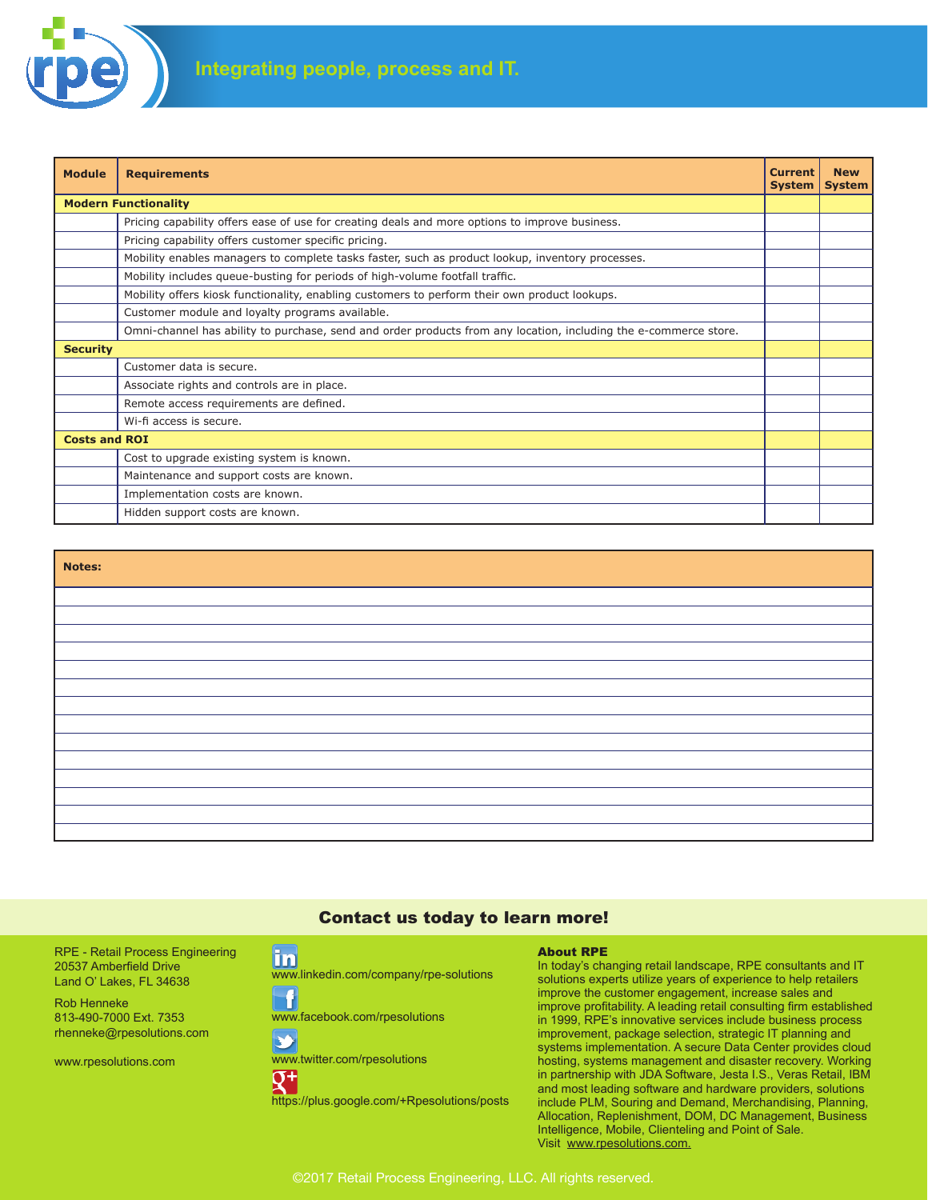Integrating people, process and IT.

| Module | Requirements | Current System | New System |
|---|---|---|---|
| **Modern Functionality** | | | |
| | Pricing capability offers ease of use for creating deals and more options to improve business. | | |
| | Pricing capability offers customer specific pricing. | | |
| | Mobility enables managers to complete tasks faster, such as product lookup, inventory processes. | | |
| | Mobility includes queue-busting for periods of high-volume footfall traffic. | | |
| | Mobility offers kiosk functionality, enabling customers to perform their own product lookups. | | |
| | Customer module and loyalty programs available. | | |
| | Omni-channel has ability to purchase, send and order products from any location, including the e-commerce store. | | |
| **Security** | | | |
| | Customer data is secure. | | |
| | Associate rights and controls are in place. | | |
| | Remote access requirements are defined. | | |
| | Wi-fi access is secure. | | |
| **Costs and ROI** | | | |
| | Cost to upgrade existing system is known. | | |
| | Maintenance and support costs are known. | | |
| | Implementation costs are known. | | |
| | Hidden support costs are known. | | |

**Notes:**

## Contact us today to learn more!

RPE - Retail Process Engineering
20537 Amberfield Drive
Land O' Lakes, FL 34638

Rob Henneke
813-490-7000 Ext. 7353
rhenneke@rpesolutions.com

www.rpesolutions.com

www.linkedin.com/company/rpe-solutions

www.facebook.com/rpesolutions

www.twitter.com/rpesolutions

https://plus.google.com/+Rpesolutions/posts

**About RPE**

In today's changing retail landscape, RPE consultants and IT solutions experts utilize years of experience to help retailers improve the customer engagement, increase sales and improve profitability. A leading retail consulting firm established in 1999, RPE's innovative services include business process improvement, package selection, strategic IT planning and systems implementation. A secure Data Center provides cloud hosting, systems management and disaster recovery. Working in partnership with JDA Software, Jesta I.S., Veras Retail, IBM and most leading software and hardware providers, solutions include PLM, Souring and Demand, Merchandising, Planning, Allocation, Replenishment, DOM, DC Management, Business Intelligence, Mobile, Clienteling and Point of Sale.
Visit www.rpesolutions.com.

©2017 Retail Process Engineering, LLC. All rights reserved.